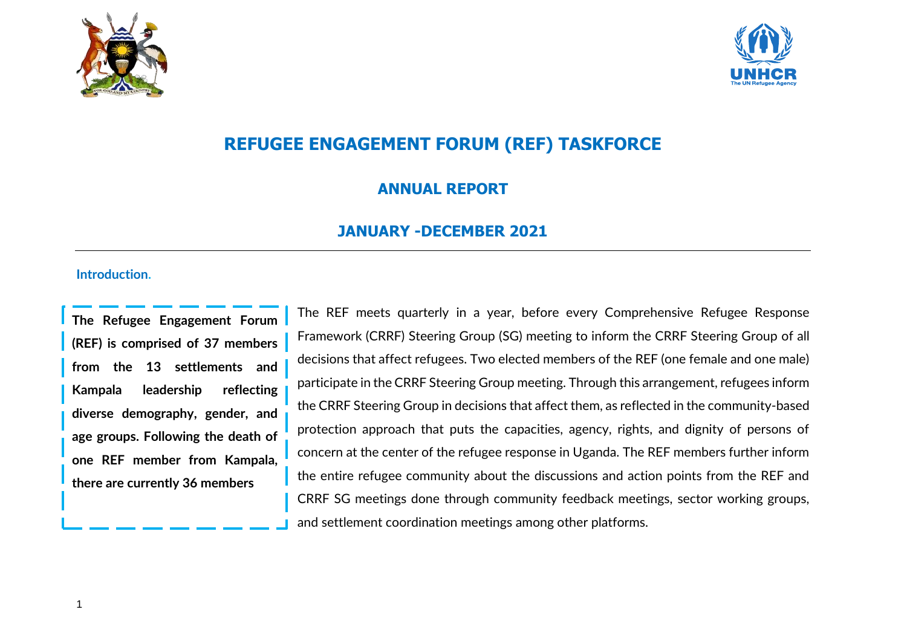# REFUGEE ENGAGEMENT FORUM (REF) TASKFORCE

## ANNUAL REPORT

## JANUARY -DECEMBER 2021

### Introduction.

**The Refugee Engagement Forum (REF) is comprised of 37 members from the 13 settlements and Kampala leadership reflecting diverse demography, gender, and age groups. Following the death of one REF member from Kampala, there are currently 36 members**

The REF meets quarterly in a year, before every Comprehensive Refugee Response Framework (CRRF) Steering Group (SG) meeting to inform the CRRF Steering Group of all decisions that affect refugees. Two elected members of the REF (one female and one male) participate in the CRRF Steering Group meeting. Through this arrangement, refugees inform the CRRF Steering Group in decisions that affect them, as reflected in the community-based protection approach that puts the capacities, agency, rights, and dignity of persons of concern at the center of the refugee response in Uganda. The REF members further inform the entire refugee community about the discussions and action points from the REF and CRRF SG meetings done through community feedback meetings, sector working groups, and settlement coordination meetings among other platforms.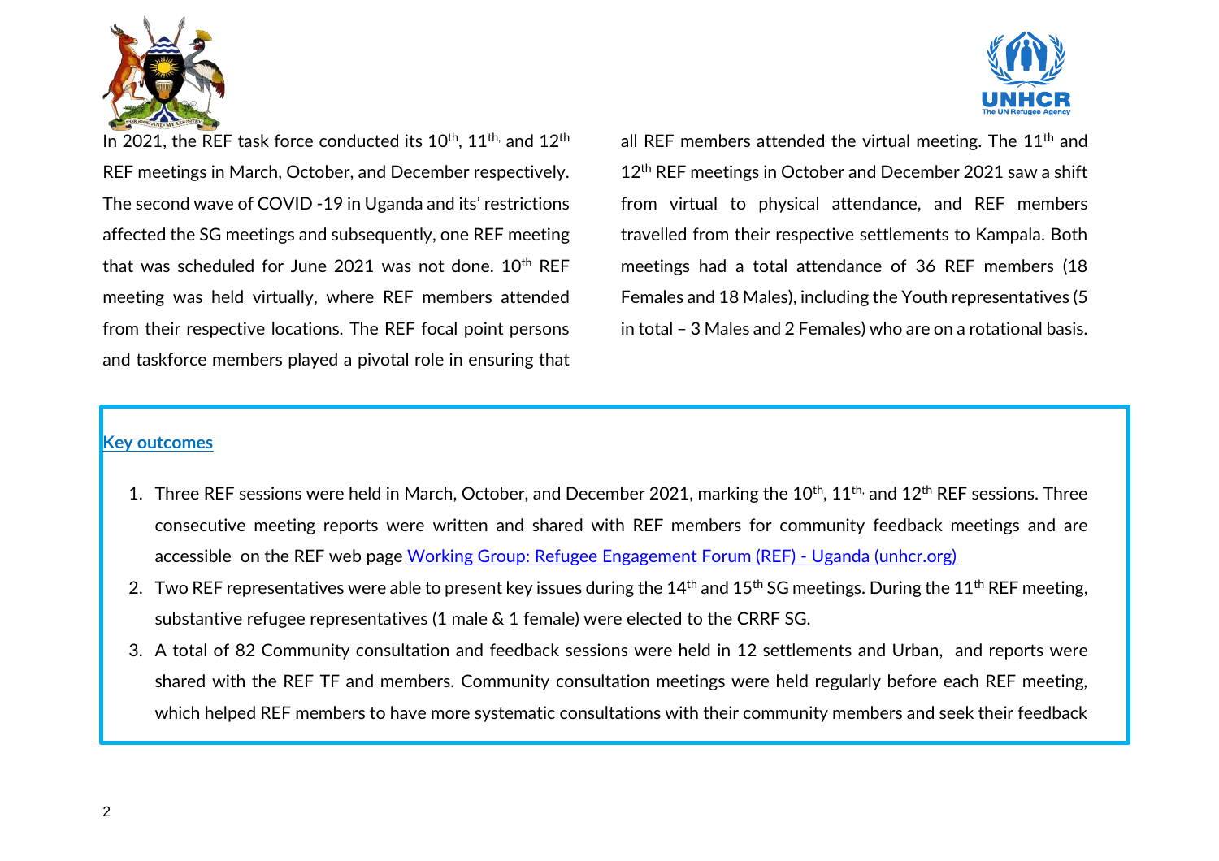In 2021, the REF task force conducted its 10th, 11th, and 12th REF meetings in March, October, and December respectively. The second wave of COVID -19 in Uganda and its' restrictions affected the SG meetings and subsequently, one REF meeting that was scheduled for June 2021 was not done. 10th REF meeting was held virtually, where REF members attended from their respective locations. The REF focal point persons and taskforce members played a pivotal role in ensuring that all REF members attended the virtual meeting. The 11th and 12th REF meetings in October and December 2021 saw a shift from virtual to physical attendance, and REF members travelled from their respective settlements to Kampala. Both meetings had a total attendance of 36 REF members (18 Females and 18 Males), including the Youth representatives (5 in total – 3 Males and 2 Females) who are on a rotational basis.

**Key outcomes**

1. Three REF sessions were held in March, October, and December 2021, marking the 10th, 11th, and 12th REF sessions. Three consecutive meeting reports were written and shared with REF members for community feedback meetings and are accessible on the REF web page [Working Group: Refugee Engagement Forum (REF) - Uganda (unhcr.org)]
2. Two REF representatives were able to present key issues during the 14th and 15th SG meetings. During the 11th REF meeting, substantive refugee representatives (1 male & 1 female) were elected to the CRRF SG.
3. A total of 82 Community consultation and feedback sessions were held in 12 settlements and Urban, and reports were shared with the REF TF and members. Community consultation meetings were held regularly before each REF meeting, which helped REF members to have more systematic consultations with their community members and seek their feedback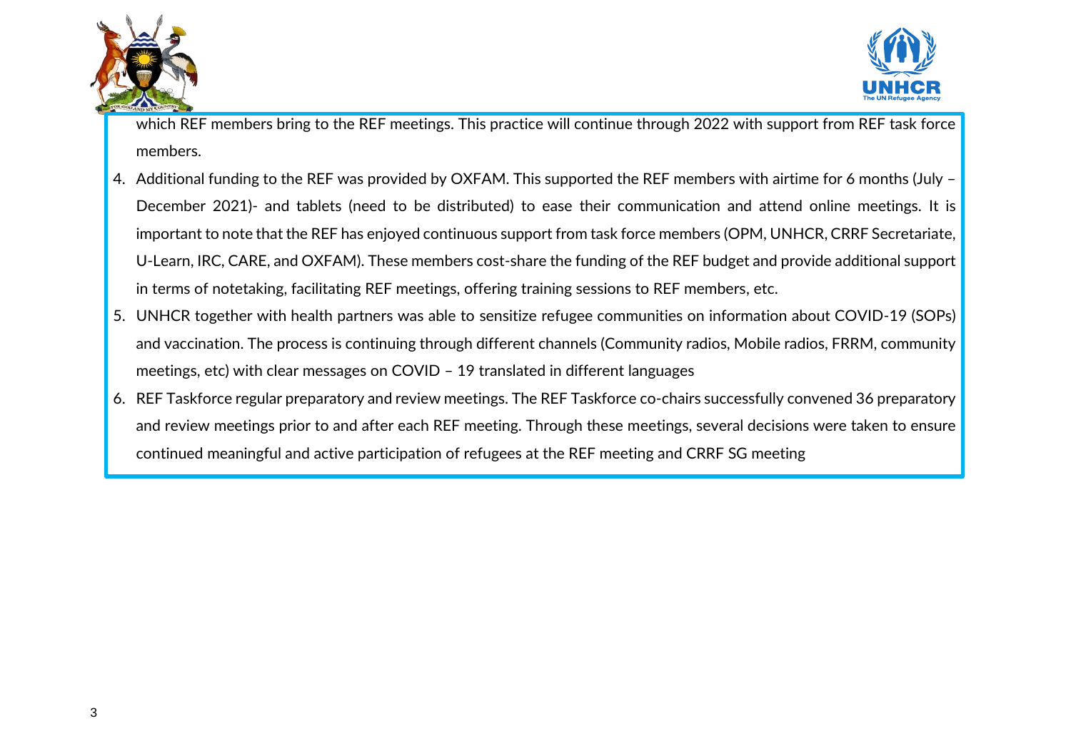which REF members bring to the REF meetings. This practice will continue through 2022 with support from REF task force members.

4. Additional funding to the REF was provided by OXFAM. This supported the REF members with airtime for 6 months (July – December 2021)- and tablets (need to be distributed) to ease their communication and attend online meetings. It is important to note that the REF has enjoyed continuous support from task force members (OPM, UNHCR, CRRF Secretariate, U-Learn, IRC, CARE, and OXFAM). These members cost-share the funding of the REF budget and provide additional support in terms of notetaking, facilitating REF meetings, offering training sessions to REF members, etc.
5. UNHCR together with health partners was able to sensitize refugee communities on information about COVID-19 (SOPs) and vaccination. The process is continuing through different channels (Community radios, Mobile radios, FRRM, community meetings, etc) with clear messages on COVID – 19 translated in different languages
6. REF Taskforce regular preparatory and review meetings. The REF Taskforce co-chairs successfully convened 36 preparatory and review meetings prior to and after each REF meeting. Through these meetings, several decisions were taken to ensure continued meaningful and active participation of refugees at the REF meeting and CRRF SG meeting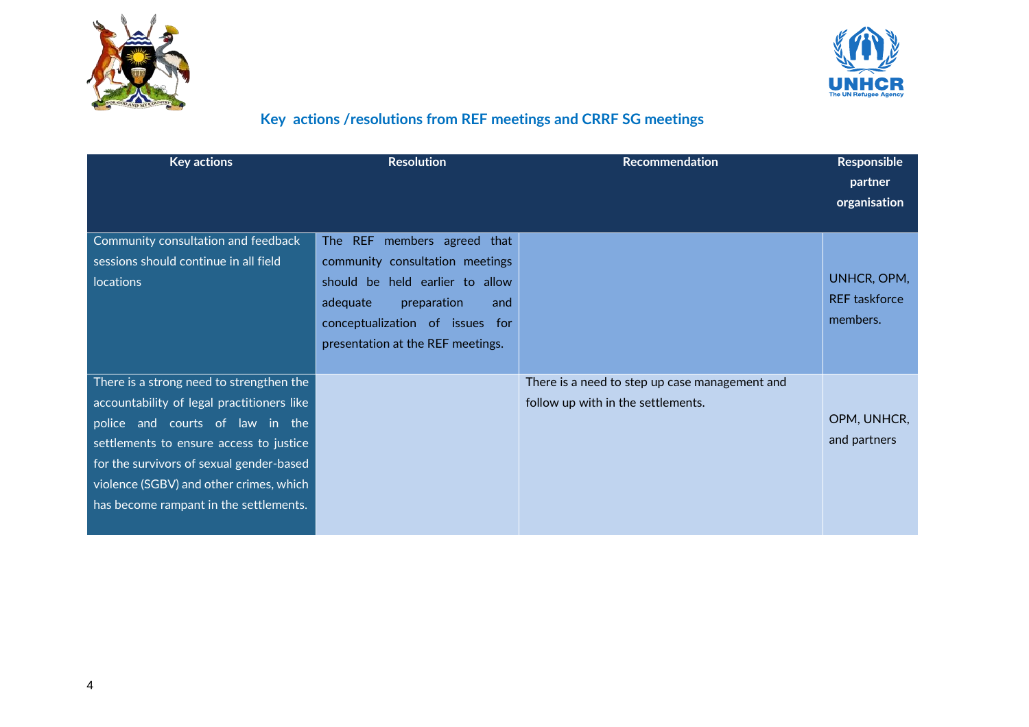## Key actions /resolutions from REF meetings and CRRF SG meetings

| Key actions | Resolution | Recommendation | Responsible partner organisation |
|---|---|---|---|
| Community consultation and feedback sessions should continue in all field locations | The REF members agreed that community consultation meetings should be held earlier to allow adequate preparation and conceptualization of issues for presentation at the REF meetings. | | UNHCR, OPM, REF taskforce members. |
| There is a strong need to strengthen the accountability of legal practitioners like police and courts of law in the settlements to ensure access to justice for the survivors of sexual gender-based violence (SGBV) and other crimes, which has become rampant in the settlements. | | There is a need to step up case management and follow up with in the settlements. | OPM, UNHCR, and partners |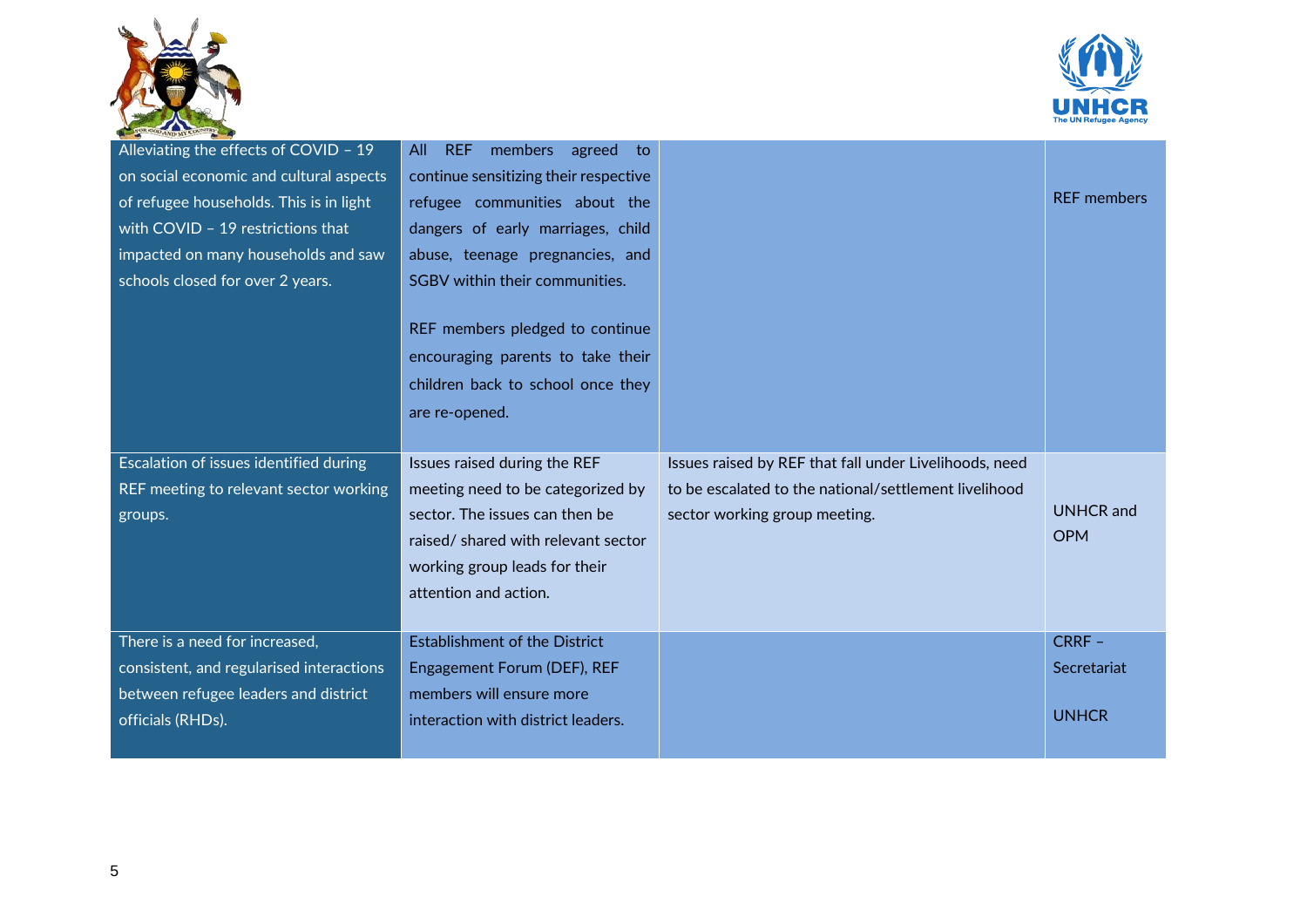| | | | |
|---|---|---|---|
| Alleviating the effects of COVID – 19 on social economic and cultural aspects of refugee households. This is in light with COVID – 19 restrictions that impacted on many households and saw schools closed for over 2 years. | All REF members agreed to continue sensitizing their respective refugee communities about the dangers of early marriages, child abuse, teenage pregnancies, and SGBV within their communities.<br><br>REF members pledged to continue encouraging parents to take their children back to school once they are re-opened. | | REF members |
| Escalation of issues identified during REF meeting to relevant sector working groups. | Issues raised during the REF meeting need to be categorized by sector. The issues can then be raised/ shared with relevant sector working group leads for their attention and action. | Issues raised by REF that fall under Livelihoods, need to be escalated to the national/settlement livelihood sector working group meeting. | UNHCR and OPM |
| There is a need for increased, consistent, and regularised interactions between refugee leaders and district officials (RHDs). | Establishment of the District Engagement Forum (DEF), REF members will ensure more interaction with district leaders. | | CRRF – Secretariat<br><br>UNHCR |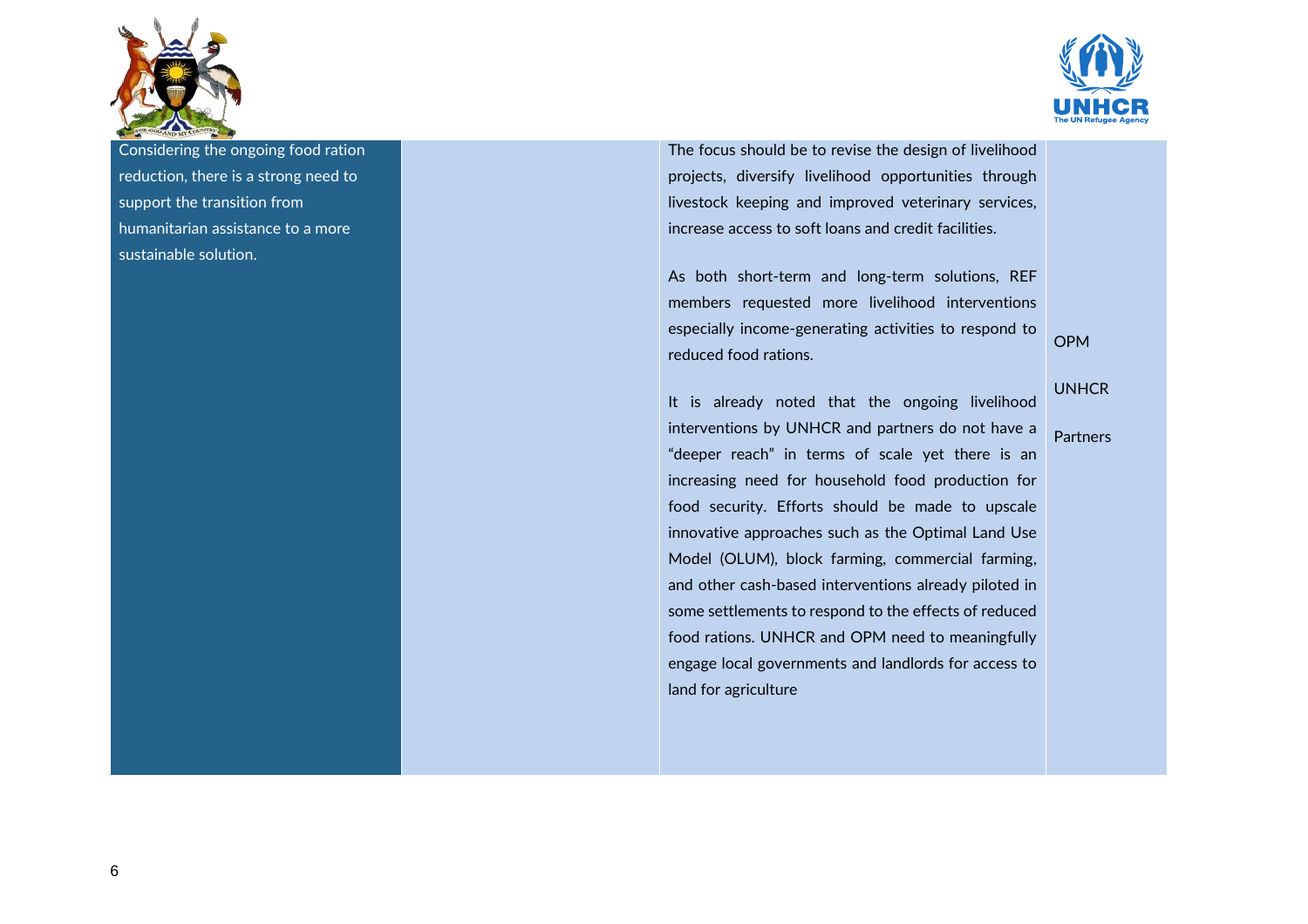| | | | |
|---|---|---|---|
| Considering the ongoing food ration reduction, there is a strong need to support the transition from humanitarian assistance to a more sustainable solution. | | The focus should be to revise the design of livelihood projects, diversify livelihood opportunities through livestock keeping and improved veterinary services, increase access to soft loans and credit facilities.<br><br>As both short-term and long-term solutions, REF members requested more livelihood interventions especially income-generating activities to respond to reduced food rations.<br><br>It is already noted that the ongoing livelihood interventions by UNHCR and partners do not have a "deeper reach" in terms of scale yet there is an increasing need for household food production for food security. Efforts should be made to upscale innovative approaches such as the Optimal Land Use Model (OLUM), block farming, commercial farming, and other cash-based interventions already piloted in some settlements to respond to the effects of reduced food rations. UNHCR and OPM need to meaningfully engage local governments and landlords for access to land for agriculture | OPM<br><br>UNHCR<br><br>Partners |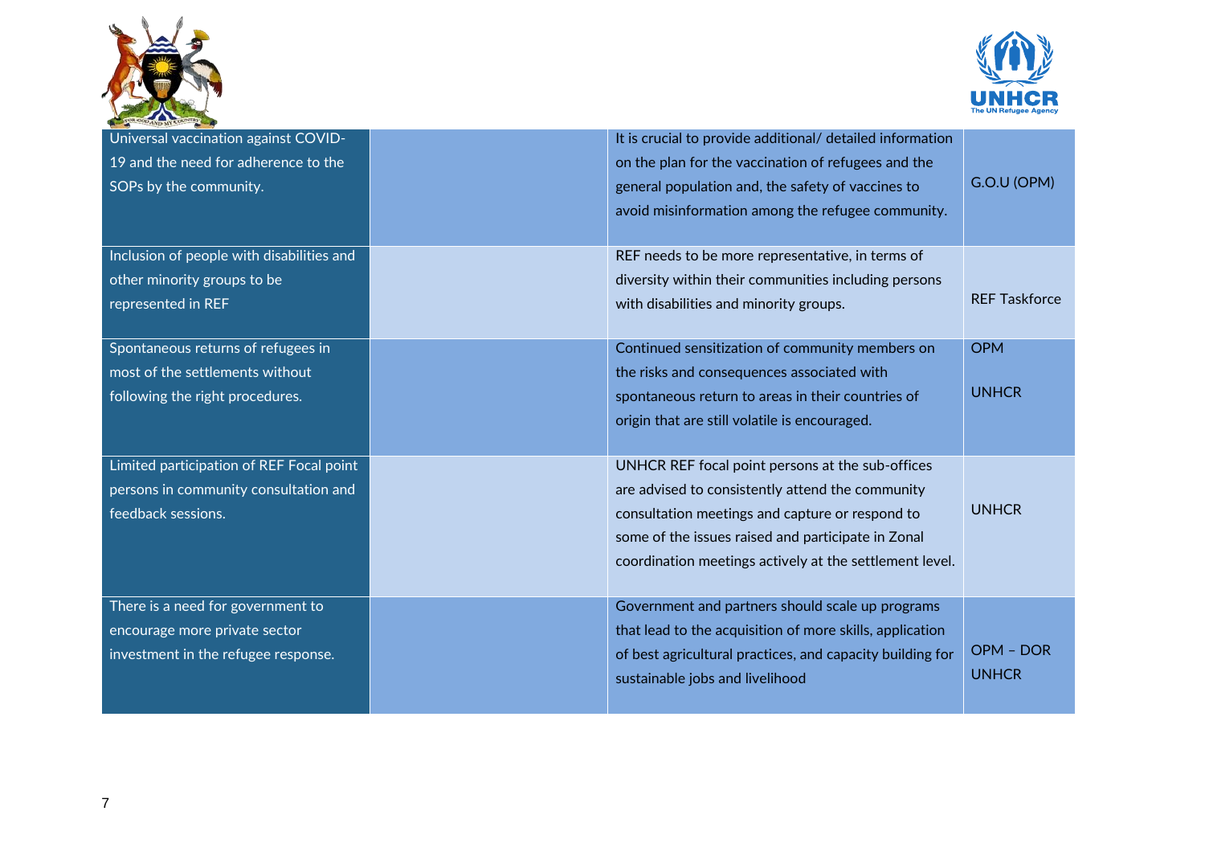| | | | |
|---|---|---|---|
| Universal vaccination against COVID-19 and the need for adherence to the SOPs by the community. | | It is crucial to provide additional/ detailed information on the plan for the vaccination of refugees and the general population and, the safety of vaccines to avoid misinformation among the refugee community. | G.O.U (OPM) |
| Inclusion of people with disabilities and other minority groups to be represented in REF | | REF needs to be more representative, in terms of diversity within their communities including persons with disabilities and minority groups. | REF Taskforce |
| Spontaneous returns of refugees in most of the settlements without following the right procedures. | | Continued sensitization of community members on the risks and consequences associated with spontaneous return to areas in their countries of origin that are still volatile is encouraged. | OPM<br>UNHCR |
| Limited participation of REF Focal point persons in community consultation and feedback sessions. | | UNHCR REF focal point persons at the sub-offices are advised to consistently attend the community consultation meetings and capture or respond to some of the issues raised and participate in Zonal coordination meetings actively at the settlement level. | UNHCR |
| There is a need for government to encourage more private sector investment in the refugee response. | | Government and partners should scale up programs that lead to the acquisition of more skills, application of best agricultural practices, and capacity building for sustainable jobs and livelihood | OPM – DOR<br>UNHCR |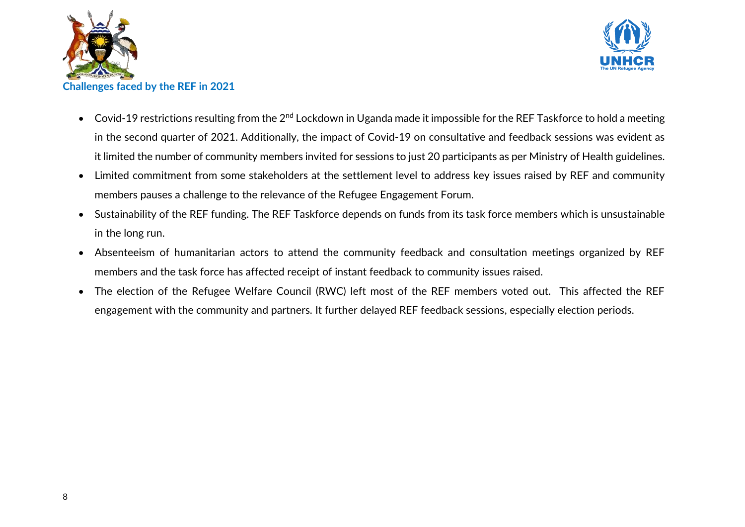## Challenges faced by the REF in 2021

- Covid-19 restrictions resulting from the 2nd Lockdown in Uganda made it impossible for the REF Taskforce to hold a meeting in the second quarter of 2021. Additionally, the impact of Covid-19 on consultative and feedback sessions was evident as it limited the number of community members invited for sessions to just 20 participants as per Ministry of Health guidelines.
- Limited commitment from some stakeholders at the settlement level to address key issues raised by REF and community members pauses a challenge to the relevance of the Refugee Engagement Forum.
- Sustainability of the REF funding. The REF Taskforce depends on funds from its task force members which is unsustainable in the long run.
- Absenteeism of humanitarian actors to attend the community feedback and consultation meetings organized by REF members and the task force has affected receipt of instant feedback to community issues raised.
- The election of the Refugee Welfare Council (RWC) left most of the REF members voted out. This affected the REF engagement with the community and partners. It further delayed REF feedback sessions, especially election periods.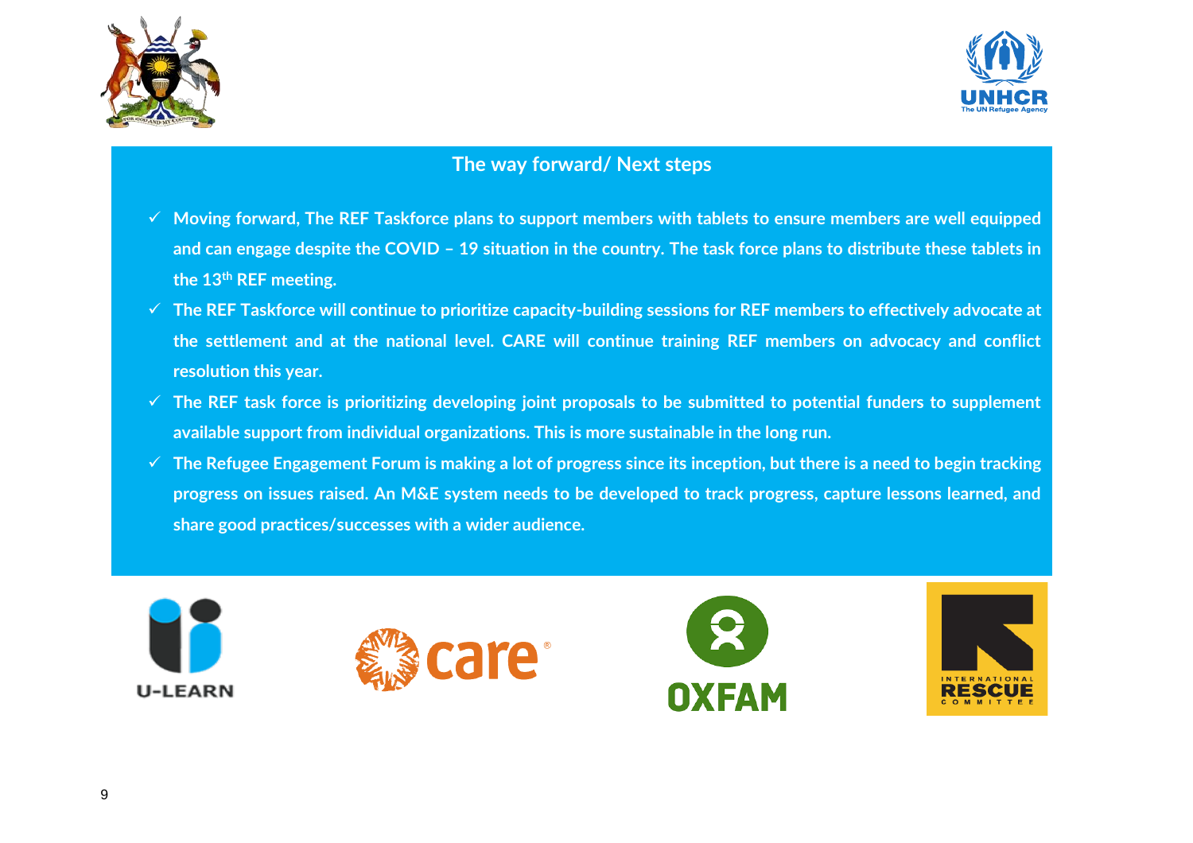## The way forward/ Next steps

- Moving forward, The REF Taskforce plans to support members with tablets to ensure members are well equipped and can engage despite the COVID – 19 situation in the country. The task force plans to distribute these tablets in the 13th REF meeting.
- The REF Taskforce will continue to prioritize capacity-building sessions for REF members to effectively advocate at the settlement and at the national level. CARE will continue training REF members on advocacy and conflict resolution this year.
- The REF task force is prioritizing developing joint proposals to be submitted to potential funders to supplement available support from individual organizations. This is more sustainable in the long run.
- The Refugee Engagement Forum is making a lot of progress since its inception, but there is a need to begin tracking progress on issues raised. An M&E system needs to be developed to track progress, capture lessons learned, and share good practices/successes with a wider audience.